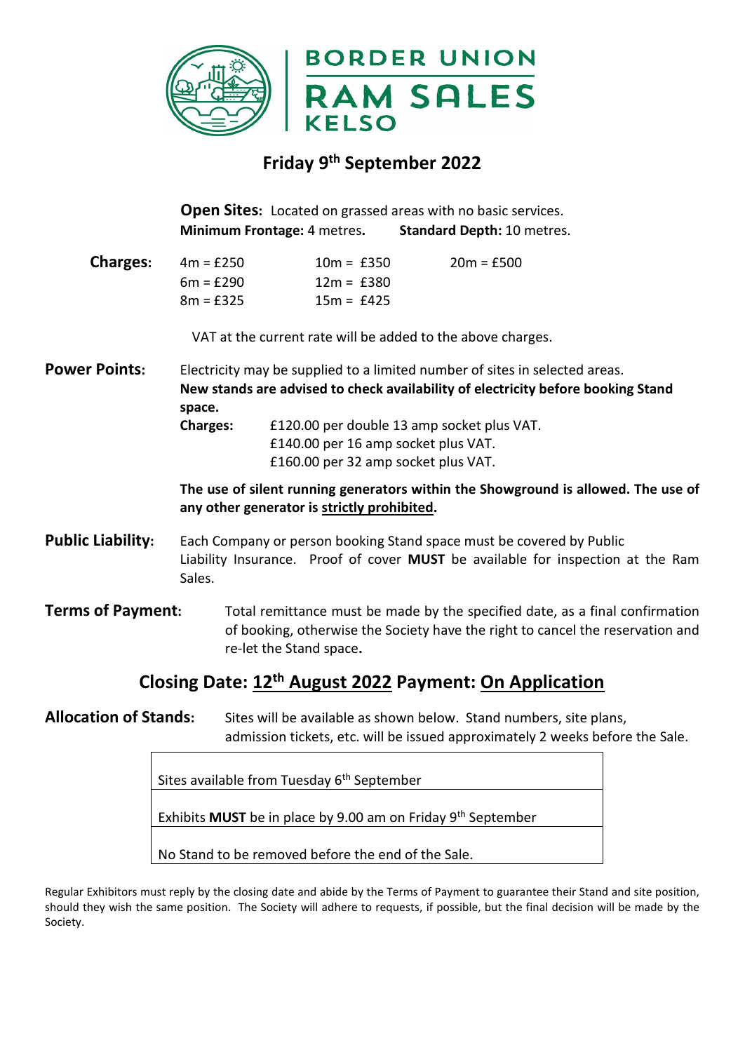# BORDER UNION RAM SALES KELSO

## Friday 9th September 2022

**Open Sites:** Located on grassed areas with no basic services.
**Minimum Frontage:** 4 metres. **Standard Depth:** 10 metres.

**Charges:**

| | | |
|---|---|---|
| 4m = £250 | 10m = £350 | 20m = £500 |
| 6m = £290 | 12m = £380 | |
| 8m = £325 | 15m = £425 | |

VAT at the current rate will be added to the above charges.

**Power Points:** Electricity may be supplied to a limited number of sites in selected areas. **New stands are advised to check availability of electricity before booking Stand space.**

**Charges:**
£120.00 per double 13 amp socket plus VAT.
£140.00 per 16 amp socket plus VAT.
£160.00 per 32 amp socket plus VAT.

**The use of silent running generators within the Showground is allowed. The use of any other generator is strictly prohibited.**

**Public Liability:** Each Company or person booking Stand space must be covered by Public Liability Insurance. Proof of cover **MUST** be available for inspection at the Ram Sales.

**Terms of Payment:** Total remittance must be made by the specified date, as a final confirmation of booking, otherwise the Society have the right to cancel the reservation and re-let the Stand space.

## Closing Date: 12th August 2022 Payment: On Application

**Allocation of Stands:** Sites will be available as shown below. Stand numbers, site plans, admission tickets, etc. will be issued approximately 2 weeks before the Sale.

| |
|---|
| Sites available from Tuesday 6th September |
| Exhibits **MUST** be in place by 9.00 am on Friday 9th September |
| No Stand to be removed before the end of the Sale. |

Regular Exhibitors must reply by the closing date and abide by the Terms of Payment to guarantee their Stand and site position, should they wish the same position. The Society will adhere to requests, if possible, but the final decision will be made by the Society.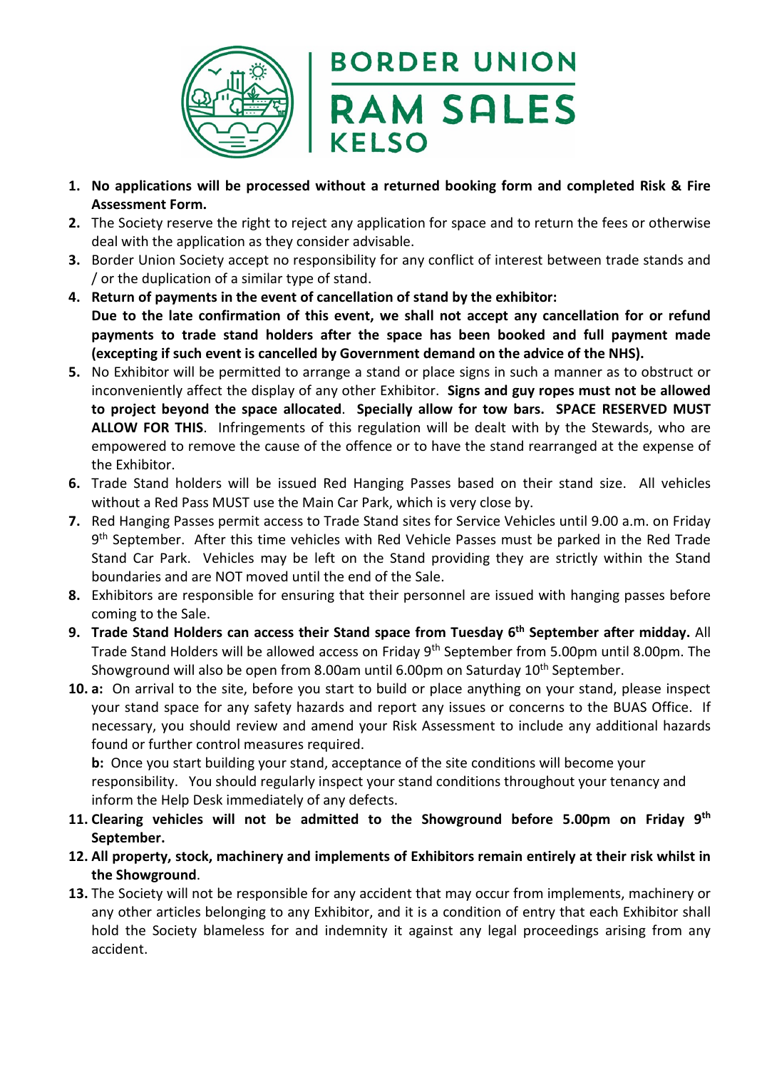# BORDER UNION RAM SALES KELSO

1. **No applications will be processed without a returned booking form and completed Risk & Fire Assessment Form.**
2. The Society reserve the right to reject any application for space and to return the fees or otherwise deal with the application as they consider advisable.
3. Border Union Society accept no responsibility for any conflict of interest between trade stands and / or the duplication of a similar type of stand.
4. **Return of payments in the event of cancellation of stand by the exhibitor:**
   **Due to the late confirmation of this event, we shall not accept any cancellation for or refund payments to trade stand holders after the space has been booked and full payment made (excepting if such event is cancelled by Government demand on the advice of the NHS).**
5. No Exhibitor will be permitted to arrange a stand or place signs in such a manner as to obstruct or inconveniently affect the display of any other Exhibitor. **Signs and guy ropes must not be allowed to project beyond the space allocated**. **Specially allow for tow bars. SPACE RESERVED MUST ALLOW FOR THIS**. Infringements of this regulation will be dealt with by the Stewards, who are empowered to remove the cause of the offence or to have the stand rearranged at the expense of the Exhibitor.
6. Trade Stand holders will be issued Red Hanging Passes based on their stand size. All vehicles without a Red Pass MUST use the Main Car Park, which is very close by.
7. Red Hanging Passes permit access to Trade Stand sites for Service Vehicles until 9.00 a.m. on Friday 9th September. After this time vehicles with Red Vehicle Passes must be parked in the Red Trade Stand Car Park. Vehicles may be left on the Stand providing they are strictly within the Stand boundaries and are NOT moved until the end of the Sale.
8. Exhibitors are responsible for ensuring that their personnel are issued with hanging passes before coming to the Sale.
9. **Trade Stand Holders can access their Stand space from Tuesday 6th September after midday.** All Trade Stand Holders will be allowed access on Friday 9th September from 5.00pm until 8.00pm. The Showground will also be open from 8.00am until 6.00pm on Saturday 10th September.
10. **a:** On arrival to the site, before you start to build or place anything on your stand, please inspect your stand space for any safety hazards and report any issues or concerns to the BUAS Office. If necessary, you should review and amend your Risk Assessment to include any additional hazards found or further control measures required.
    **b:** Once you start building your stand, acceptance of the site conditions will become your responsibility. You should regularly inspect your stand conditions throughout your tenancy and inform the Help Desk immediately of any defects.
11. **Clearing vehicles will not be admitted to the Showground before 5.00pm on Friday 9th September.**
12. **All property, stock, machinery and implements of Exhibitors remain entirely at their risk whilst in the Showground**.
13. The Society will not be responsible for any accident that may occur from implements, machinery or any other articles belonging to any Exhibitor, and it is a condition of entry that each Exhibitor shall hold the Society blameless for and indemnity it against any legal proceedings arising from any accident.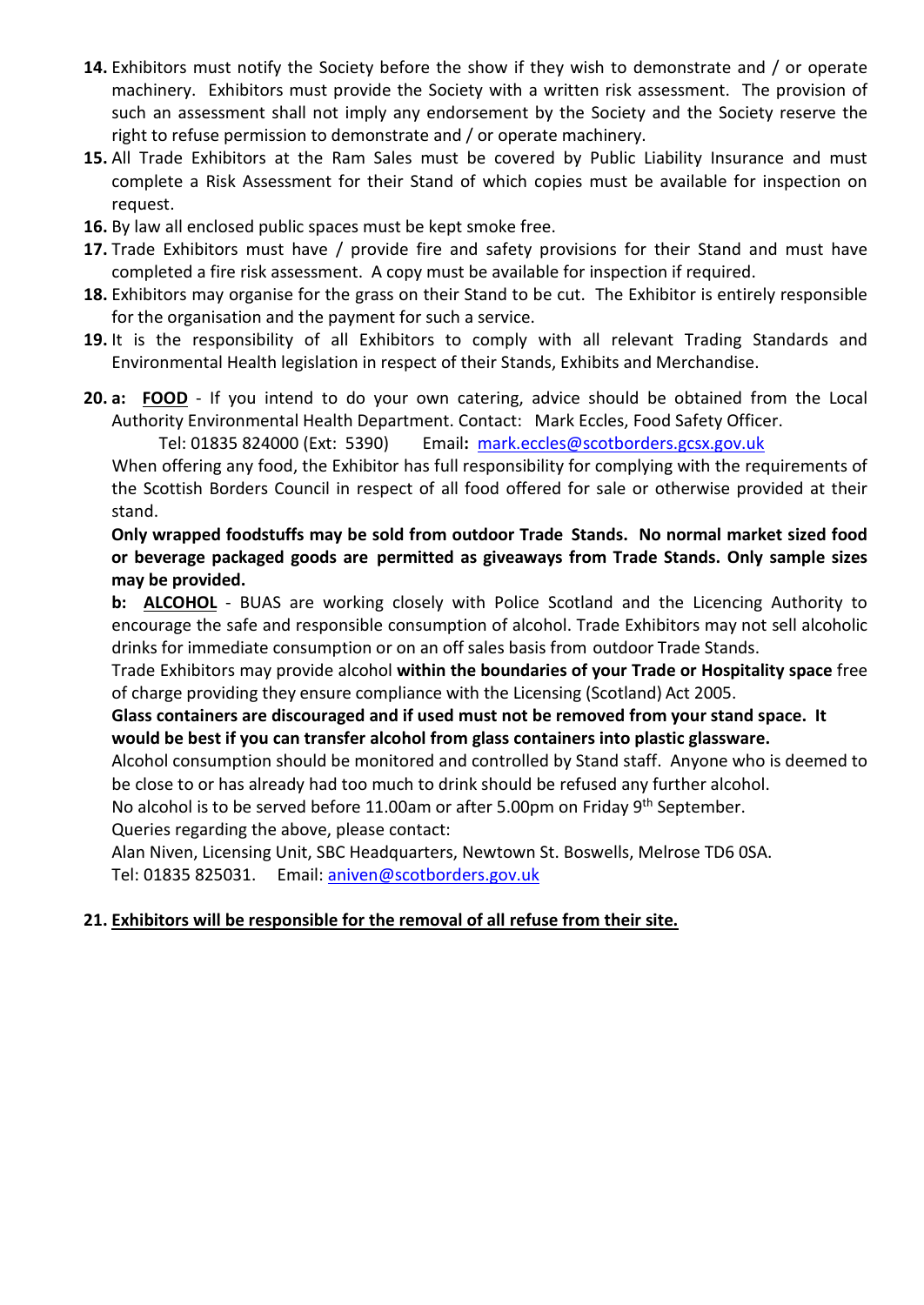**14.** Exhibitors must notify the Society before the show if they wish to demonstrate and / or operate machinery. Exhibitors must provide the Society with a written risk assessment. The provision of such an assessment shall not imply any endorsement by the Society and the Society reserve the right to refuse permission to demonstrate and / or operate machinery.

**15.** All Trade Exhibitors at the Ram Sales must be covered by Public Liability Insurance and must complete a Risk Assessment for their Stand of which copies must be available for inspection on request.

**16.** By law all enclosed public spaces must be kept smoke free.

**17.** Trade Exhibitors must have / provide fire and safety provisions for their Stand and must have completed a fire risk assessment. A copy must be available for inspection if required.

**18.** Exhibitors may organise for the grass on their Stand to be cut. The Exhibitor is entirely responsible for the organisation and the payment for such a service.

**19.** It is the responsibility of all Exhibitors to comply with all relevant Trading Standards and Environmental Health legislation in respect of their Stands, Exhibits and Merchandise.

**20. a:** **<u>FOOD</u>** - If you intend to do your own catering, advice should be obtained from the Local Authority Environmental Health Department. Contact: Mark Eccles, Food Safety Officer.
Tel: 01835 824000 (Ext: 5390) Email**:** mark.eccles@scotborders.gcsx.gov.uk

When offering any food, the Exhibitor has full responsibility for complying with the requirements of the Scottish Borders Council in respect of all food offered for sale or otherwise provided at their stand.

**Only wrapped foodstuffs may be sold from outdoor Trade Stands. No normal market sized food or beverage packaged goods are permitted as giveaways from Trade Stands. Only sample sizes may be provided.**

**b:** **<u>ALCOHOL</u>** - BUAS are working closely with Police Scotland and the Licencing Authority to encourage the safe and responsible consumption of alcohol. Trade Exhibitors may not sell alcoholic drinks for immediate consumption or on an off sales basis from outdoor Trade Stands.

Trade Exhibitors may provide alcohol **within the boundaries of your Trade or Hospitality space** free of charge providing they ensure compliance with the Licensing (Scotland) Act 2005.

**Glass containers are discouraged and if used must not be removed from your stand space. It would be best if you can transfer alcohol from glass containers into plastic glassware.**

Alcohol consumption should be monitored and controlled by Stand staff. Anyone who is deemed to be close to or has already had too much to drink should be refused any further alcohol.

No alcohol is to be served before 11.00am or after 5.00pm on Friday 9th September.

Queries regarding the above, please contact:

Alan Niven, Licensing Unit, SBC Headquarters, Newtown St. Boswells, Melrose TD6 0SA.
Tel: 01835 825031. Email: aniven@scotborders.gov.uk

**21.** **<u>Exhibitors will be responsible for the removal of all refuse from their site.</u>**